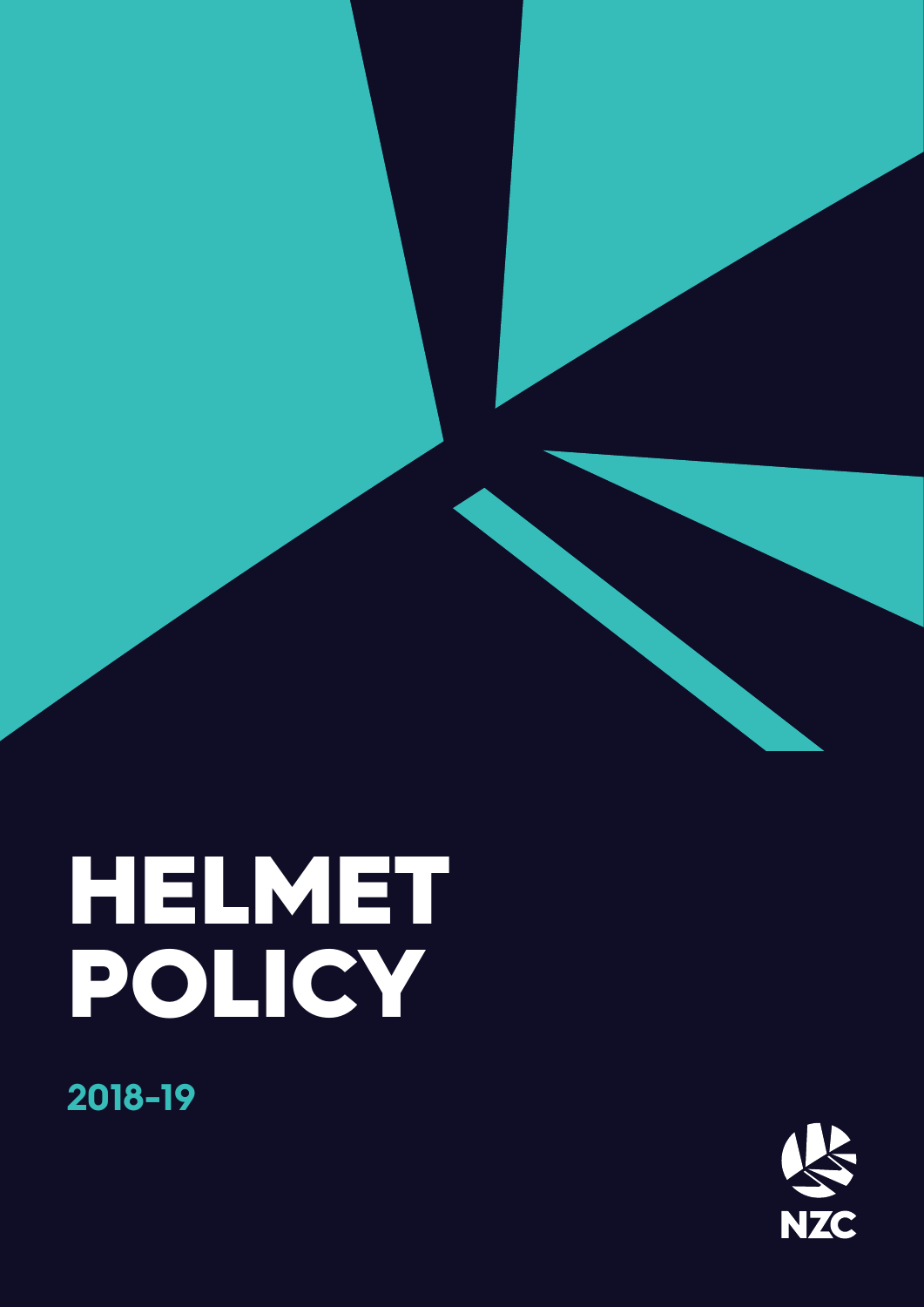# HELMET POLICY

**2018-19**

NZC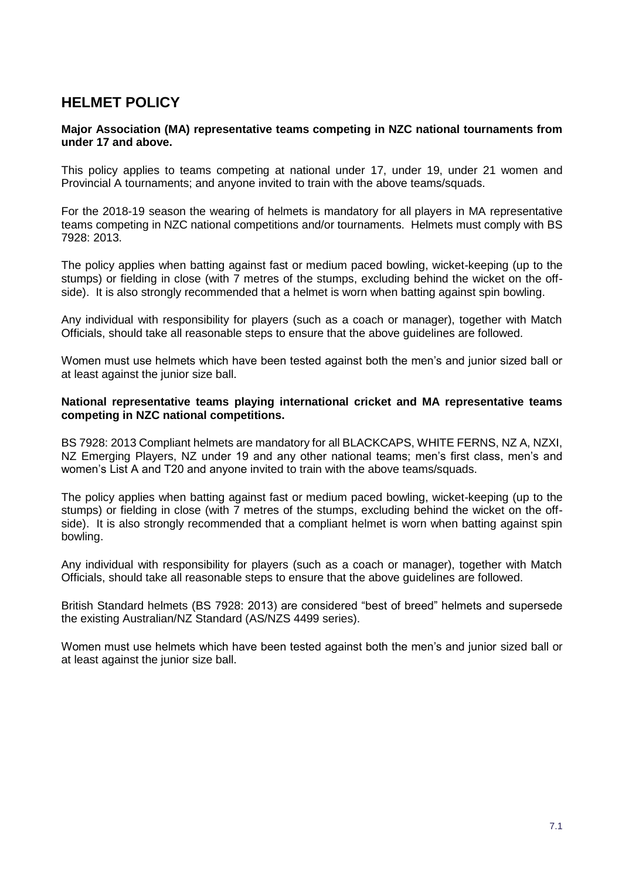## HELMET POLICY

**Major Association (MA) representative teams competing in NZC national tournaments from under 17 and above.**

This policy applies to teams competing at national under 17, under 19, under 21 women and Provincial A tournaments; and anyone invited to train with the above teams/squads.

For the 2018-19 season the wearing of helmets is mandatory for all players in MA representative teams competing in NZC national competitions and/or tournaments. Helmets must comply with BS 7928: 2013.

The policy applies when batting against fast or medium paced bowling, wicket-keeping (up to the stumps) or fielding in close (with 7 metres of the stumps, excluding behind the wicket on the off-side). It is also strongly recommended that a helmet is worn when batting against spin bowling.

Any individual with responsibility for players (such as a coach or manager), together with Match Officials, should take all reasonable steps to ensure that the above guidelines are followed.

Women must use helmets which have been tested against both the men's and junior sized ball or at least against the junior size ball.

**National representative teams playing international cricket and MA representative teams competing in NZC national competitions.**

BS 7928: 2013 Compliant helmets are mandatory for all BLACKCAPS, WHITE FERNS, NZ A, NZXI, NZ Emerging Players, NZ under 19 and any other national teams; men's first class, men's and women's List A and T20 and anyone invited to train with the above teams/squads.

The policy applies when batting against fast or medium paced bowling, wicket-keeping (up to the stumps) or fielding in close (with 7 metres of the stumps, excluding behind the wicket on the off-side). It is also strongly recommended that a compliant helmet is worn when batting against spin bowling.

Any individual with responsibility for players (such as a coach or manager), together with Match Officials, should take all reasonable steps to ensure that the above guidelines are followed.

British Standard helmets (BS 7928: 2013) are considered "best of breed" helmets and supersede the existing Australian/NZ Standard (AS/NZS 4499 series).

Women must use helmets which have been tested against both the men's and junior sized ball or at least against the junior size ball.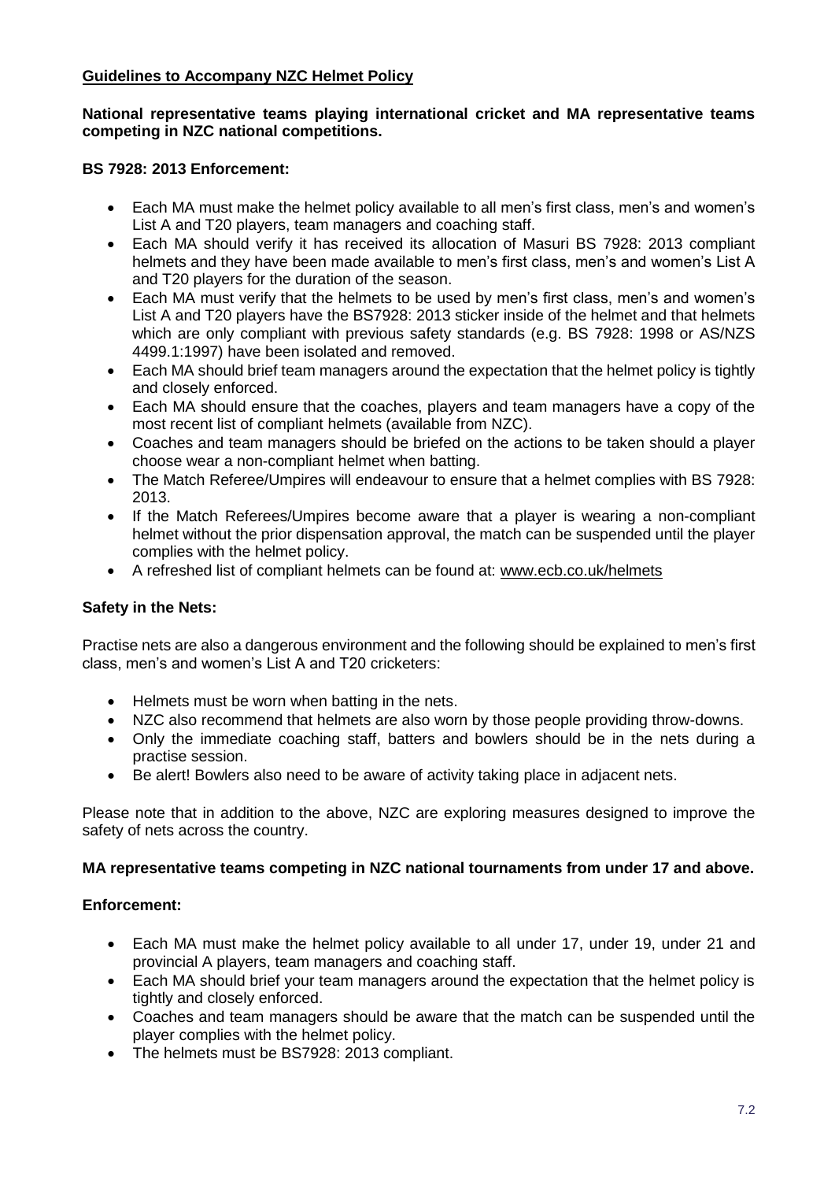## Guidelines to Accompany NZC Helmet Policy

**National representative teams playing international cricket and MA representative teams competing in NZC national competitions.**

**BS 7928: 2013 Enforcement:**

- Each MA must make the helmet policy available to all men's first class, men's and women's List A and T20 players, team managers and coaching staff.
- Each MA should verify it has received its allocation of Masuri BS 7928: 2013 compliant helmets and they have been made available to men's first class, men's and women's List A and T20 players for the duration of the season.
- Each MA must verify that the helmets to be used by men's first class, men's and women's List A and T20 players have the BS7928: 2013 sticker inside of the helmet and that helmets which are only compliant with previous safety standards (e.g. BS 7928: 1998 or AS/NZS 4499.1:1997) have been isolated and removed.
- Each MA should brief team managers around the expectation that the helmet policy is tightly and closely enforced.
- Each MA should ensure that the coaches, players and team managers have a copy of the most recent list of compliant helmets (available from NZC).
- Coaches and team managers should be briefed on the actions to be taken should a player choose wear a non-compliant helmet when batting.
- The Match Referee/Umpires will endeavour to ensure that a helmet complies with BS 7928: 2013.
- If the Match Referees/Umpires become aware that a player is wearing a non-compliant helmet without the prior dispensation approval, the match can be suspended until the player complies with the helmet policy.
- A refreshed list of compliant helmets can be found at: www.ecb.co.uk/helmets

**Safety in the Nets:**

Practise nets are also a dangerous environment and the following should be explained to men's first class, men's and women's List A and T20 cricketers:

- Helmets must be worn when batting in the nets.
- NZC also recommend that helmets are also worn by those people providing throw-downs.
- Only the immediate coaching staff, batters and bowlers should be in the nets during a practise session.
- Be alert! Bowlers also need to be aware of activity taking place in adjacent nets.

Please note that in addition to the above, NZC are exploring measures designed to improve the safety of nets across the country.

**MA representative teams competing in NZC national tournaments from under 17 and above.**

**Enforcement:**

- Each MA must make the helmet policy available to all under 17, under 19, under 21 and provincial A players, team managers and coaching staff.
- Each MA should brief your team managers around the expectation that the helmet policy is tightly and closely enforced.
- Coaches and team managers should be aware that the match can be suspended until the player complies with the helmet policy.
- The helmets must be BS7928: 2013 compliant.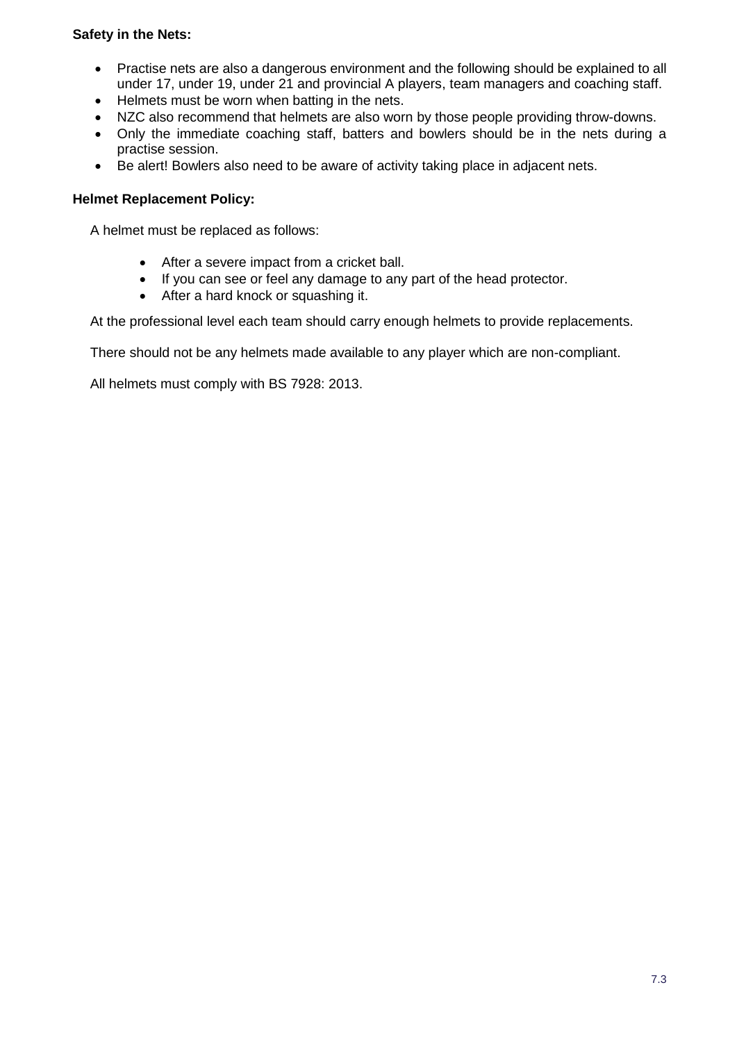**Safety in the Nets:**

- Practise nets are also a dangerous environment and the following should be explained to all under 17, under 19, under 21 and provincial A players, team managers and coaching staff.
- Helmets must be worn when batting in the nets.
- NZC also recommend that helmets are also worn by those people providing throw-downs.
- Only the immediate coaching staff, batters and bowlers should be in the nets during a practise session.
- Be alert! Bowlers also need to be aware of activity taking place in adjacent nets.

**Helmet Replacement Policy:**

A helmet must be replaced as follows:

- After a severe impact from a cricket ball.
- If you can see or feel any damage to any part of the head protector.
- After a hard knock or squashing it.

At the professional level each team should carry enough helmets to provide replacements.

There should not be any helmets made available to any player which are non-compliant.

All helmets must comply with BS 7928: 2013.